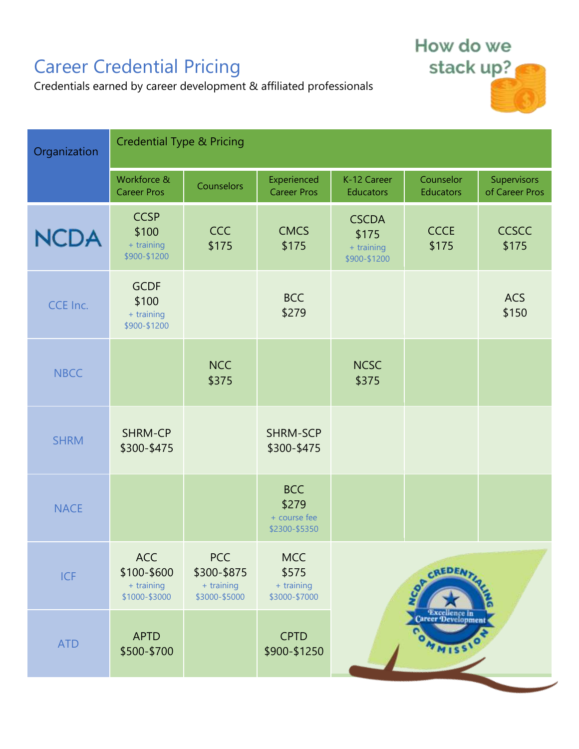# Career Credential Pricing

Credentials earned by career development & affiliated professionals

How do we stack up?

| Organization | Credential Type & Pricing | | | | | |
|---|---|---|---|---|---|---|
| | Workforce & Career Pros | Counselors | Experienced Career Pros | K-12 Career Educators | Counselor Educators | Supervisors of Career Pros |
| NCDA | CCSP $100 + training $900-$1200 | CCC $175 | CMCS $175 | CSCDA $175 + training $900-$1200 | CCCE $175 | CCSCC $175 |
| CCE Inc. | GCDF $100 + training $900-$1200 | | BCC $279 | | | ACS $150 |
| NBCC | | NCC $375 | | NCSC $375 | | |
| SHRM | SHRM-CP $300-$475 | | SHRM-SCP $300-$475 | | | |
| NACE | | | BCC $279 + course fee $2300-$5350 | | | |
| ICF | ACC $100-$600 + training $1000-$3000 | PCC $300-$875 + training $3000-$5000 | MCC $575 + training $3000-$7000 | | | |
| ATD | APTD $500-$700 | | CPTD $900-$1250 | | | |

NCDA CREDENTIALING COMMISSION — Excellence in Career Development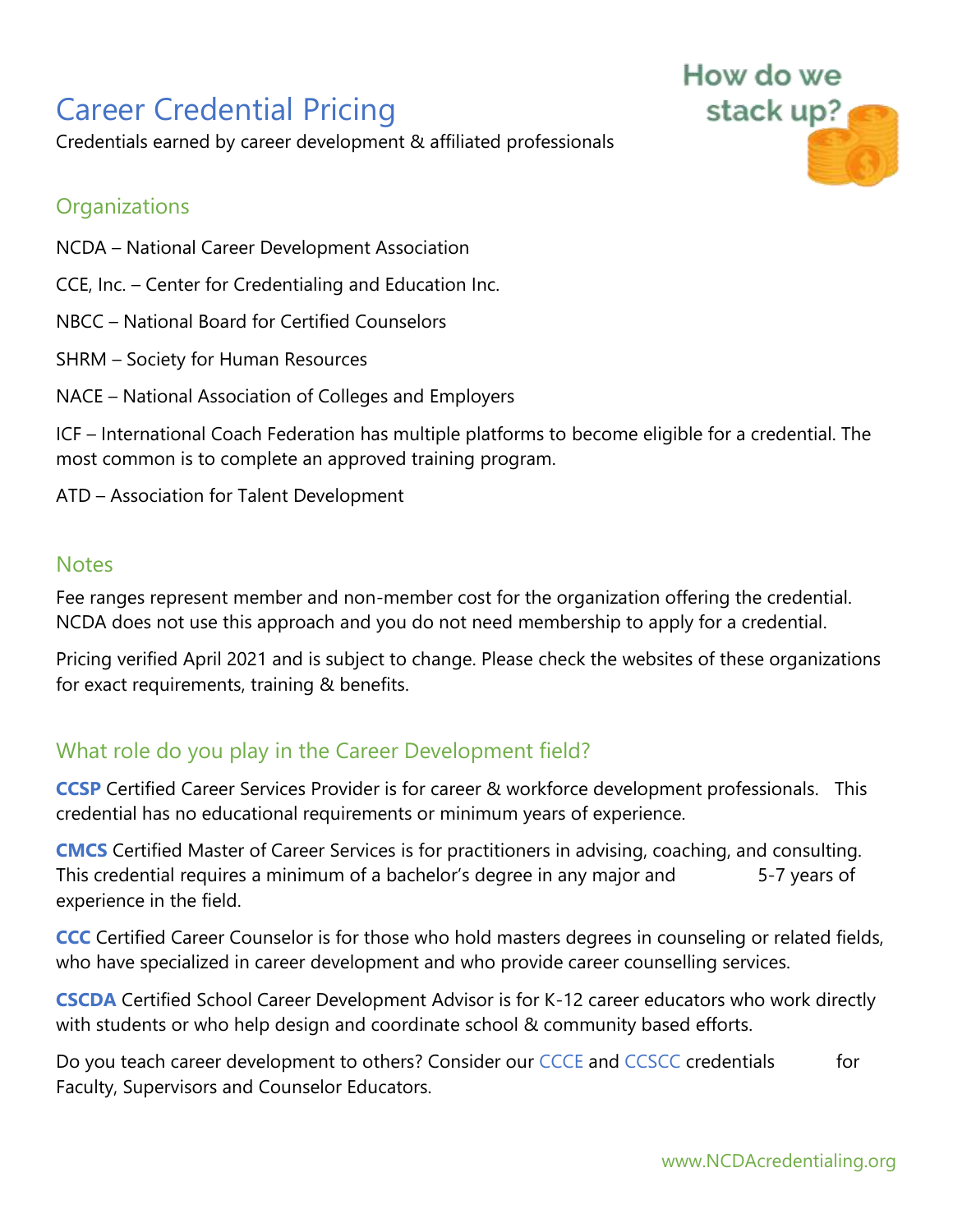# Career Credential Pricing

Credentials earned by career development & affiliated professionals

How do we stack up?

## Organizations

NCDA – National Career Development Association

CCE, Inc. – Center for Credentialing and Education Inc.

NBCC – National Board for Certified Counselors

SHRM – Society for Human Resources

NACE – National Association of Colleges and Employers

ICF – International Coach Federation has multiple platforms to become eligible for a credential. The most common is to complete an approved training program.

ATD – Association for Talent Development

## Notes

Fee ranges represent member and non-member cost for the organization offering the credential. NCDA does not use this approach and you do not need membership to apply for a credential.

Pricing verified April 2021 and is subject to change. Please check the websites of these organizations for exact requirements, training & benefits.

## What role do you play in the Career Development field?

**CCSP** Certified Career Services Provider is for career & workforce development professionals. This credential has no educational requirements or minimum years of experience.

**CMCS** Certified Master of Career Services is for practitioners in advising, coaching, and consulting. This credential requires a minimum of a bachelor's degree in any major and 5-7 years of experience in the field.

**CCC** Certified Career Counselor is for those who hold masters degrees in counseling or related fields, who have specialized in career development and who provide career counselling services.

**CSCDA** Certified School Career Development Advisor is for K-12 career educators who work directly with students or who help design and coordinate school & community based efforts.

Do you teach career development to others? Consider our CCCE and CCSCC credentials for Faculty, Supervisors and Counselor Educators.

www.NCDAcredentialing.org